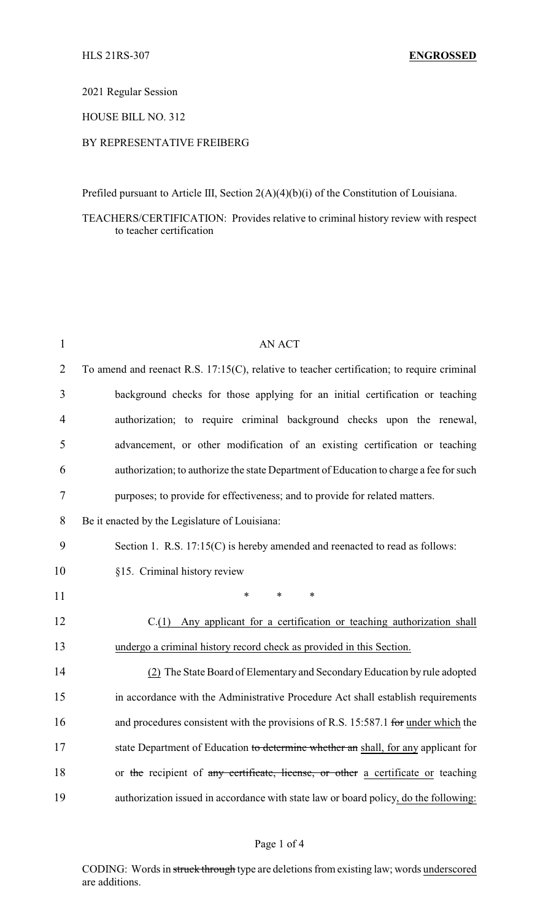HLS 21RS-307 **ENGROSSED**

2021 Regular Session

HOUSE BILL NO. 312

BY REPRESENTATIVE FREIBERG

Prefiled pursuant to Article III, Section 2(A)(4)(b)(i) of the Constitution of Louisiana.

TEACHERS/CERTIFICATION: Provides relative to criminal history review with respect to teacher certification

AN ACT

To amend and reenact R.S. 17:15(C), relative to teacher certification; to require criminal background checks for those applying for an initial certification or teaching authorization; to require criminal background checks upon the renewal, advancement, or other modification of an existing certification or teaching authorization; to authorize the state Department of Education to charge a fee for such purposes; to provide for effectiveness; and to provide for related matters.

Be it enacted by the Legislature of Louisiana:

Section 1. R.S. 17:15(C) is hereby amended and reenacted to read as follows:

§15. Criminal history review

\* \* \*

C.(1) Any applicant for a certification or teaching authorization shall undergo a criminal history record check as provided in this Section.

(2) The State Board of Elementary and Secondary Education by rule adopted in accordance with the Administrative Procedure Act shall establish requirements and procedures consistent with the provisions of R.S. 15:587.1 ~~for~~ under which the state Department of Education ~~to determine whether an~~ shall, for any applicant for or ~~the~~ recipient of ~~any certificate, license, or other~~ a certificate or teaching authorization issued in accordance with state law or board policy, do the following:

CODING: Words in ~~struck through~~ type are deletions from existing law; words underscored are additions.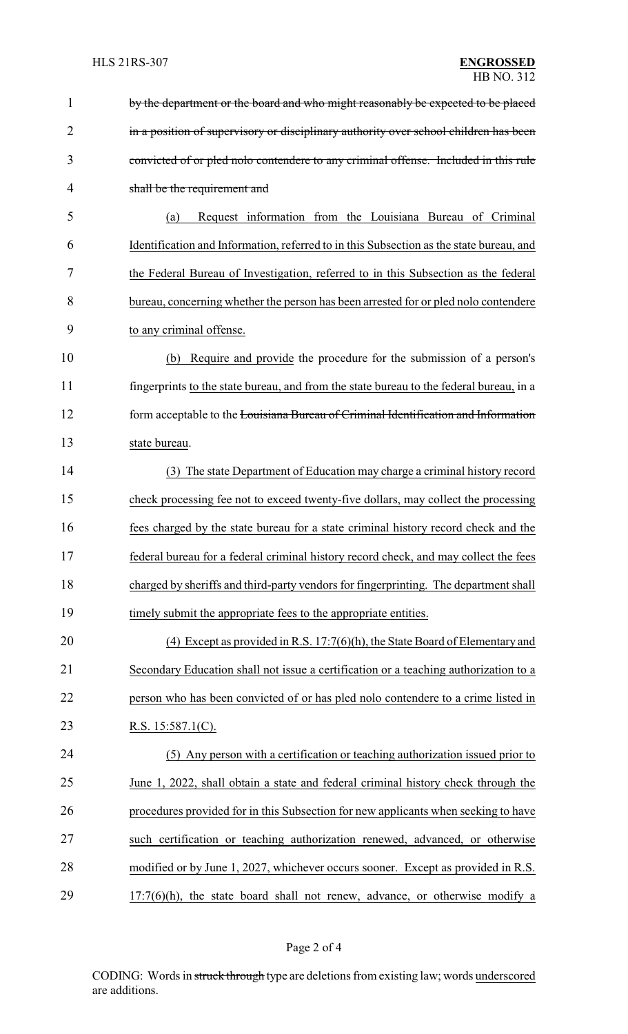~~by the department or the board and who might reasonably be expected to be placed in a position of supervisory or disciplinary authority over school children has been convicted of or pled nolo contendere to any criminal offense. Included in this rule shall be the requirement and~~

(a) Request information from the Louisiana Bureau of Criminal Identification and Information, referred to in this Subsection as the state bureau, and the Federal Bureau of Investigation, referred to in this Subsection as the federal bureau, concerning whether the person has been arrested for or pled nolo contendere to any criminal offense.

(b) Require and provide the procedure for the submission of a person's fingerprints to the state bureau, and from the state bureau to the federal bureau, in a form acceptable to the ~~Louisiana Bureau of Criminal Identification and Information~~ state bureau.

(3) The state Department of Education may charge a criminal history record check processing fee not to exceed twenty-five dollars, may collect the processing fees charged by the state bureau for a state criminal history record check and the federal bureau for a federal criminal history record check, and may collect the fees charged by sheriffs and third-party vendors for fingerprinting. The department shall timely submit the appropriate fees to the appropriate entities.

(4) Except as provided in R.S. 17:7(6)(h), the State Board of Elementary and Secondary Education shall not issue a certification or a teaching authorization to a person who has been convicted of or has pled nolo contendere to a crime listed in R.S. 15:587.1(C).

(5) Any person with a certification or teaching authorization issued prior to June 1, 2022, shall obtain a state and federal criminal history check through the procedures provided for in this Subsection for new applicants when seeking to have such certification or teaching authorization renewed, advanced, or otherwise modified or by June 1, 2027, whichever occurs sooner. Except as provided in R.S. 17:7(6)(h), the state board shall not renew, advance, or otherwise modify a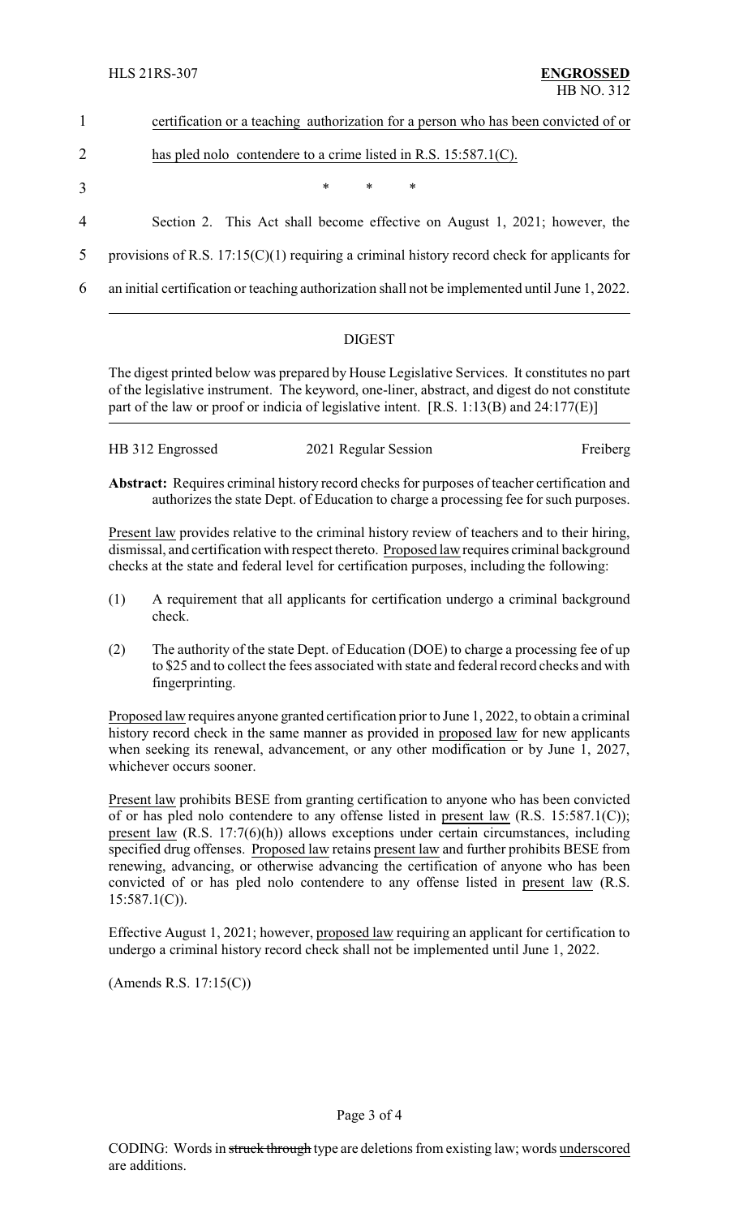1 certification or a teaching authorization for a person who has been convicted of or

2 has pled nolo contendere to a crime listed in R.S. 15:587.1(C).

3 \* \* \*

4 Section 2. This Act shall become effective on August 1, 2021; however, the

5 provisions of R.S. 17:15(C)(1) requiring a criminal history record check for applicants for

6 an initial certification or teaching authorization shall not be implemented until June 1, 2022.

## DIGEST

The digest printed below was prepared by House Legislative Services. It constitutes no part of the legislative instrument. The keyword, one-liner, abstract, and digest do not constitute part of the law or proof or indicia of legislative intent. [R.S. 1:13(B) and 24:177(E)]

HB 312 Engrossed     2021 Regular Session     Freiberg

**Abstract:** Requires criminal history record checks for purposes of teacher certification and authorizes the state Dept. of Education to charge a processing fee for such purposes.

Present law provides relative to the criminal history review of teachers and to their hiring, dismissal, and certification with respect thereto. Proposed law requires criminal background checks at the state and federal level for certification purposes, including the following:

(1) A requirement that all applicants for certification undergo a criminal background check.

(2) The authority of the state Dept. of Education (DOE) to charge a processing fee of up to $25 and to collect the fees associated with state and federal record checks and with fingerprinting.

Proposed law requires anyone granted certification prior to June 1, 2022, to obtain a criminal history record check in the same manner as provided in proposed law for new applicants when seeking its renewal, advancement, or any other modification or by June 1, 2027, whichever occurs sooner.

Present law prohibits BESE from granting certification to anyone who has been convicted of or has pled nolo contendere to any offense listed in present law (R.S. 15:587.1(C)); present law (R.S. 17:7(6)(h)) allows exceptions under certain circumstances, including specified drug offenses. Proposed law retains present law and further prohibits BESE from renewing, advancing, or otherwise advancing the certification of anyone who has been convicted of or has pled nolo contendere to any offense listed in present law (R.S. 15:587.1(C)).

Effective August 1, 2021; however, proposed law requiring an applicant for certification to undergo a criminal history record check shall not be implemented until June 1, 2022.

(Amends R.S. 17:15(C))

CODING: Words in ~~struck through~~ type are deletions from existing law; words underscored are additions.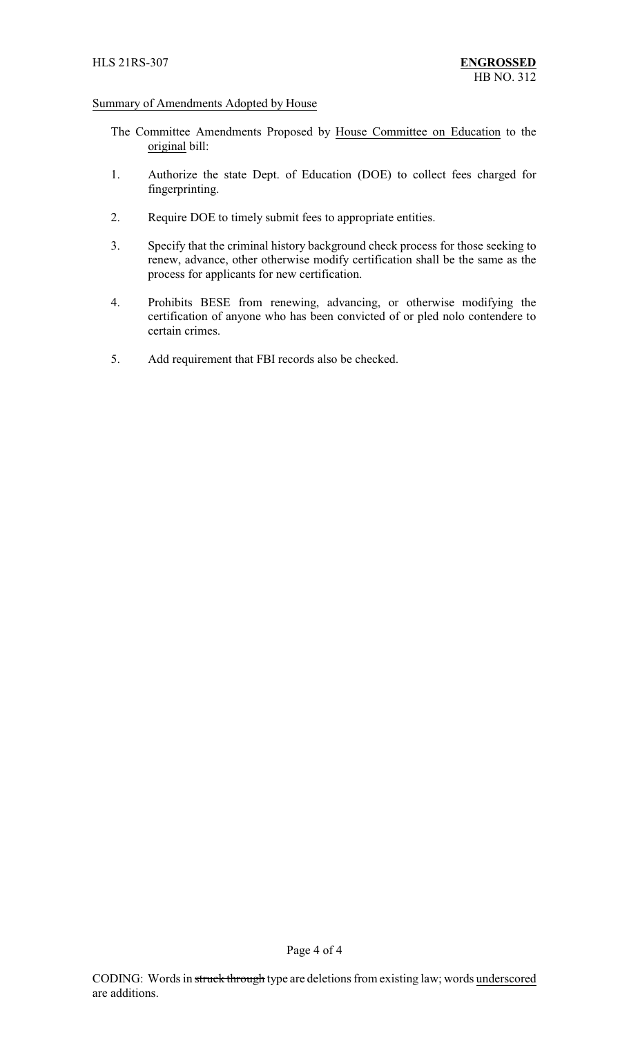Summary of Amendments Adopted by House

The Committee Amendments Proposed by House Committee on Education to the original bill:

1. Authorize the state Dept. of Education (DOE) to collect fees charged for fingerprinting.

2. Require DOE to timely submit fees to appropriate entities.

3. Specify that the criminal history background check process for those seeking to renew, advance, other otherwise modify certification shall be the same as the process for applicants for new certification.

4. Prohibits BESE from renewing, advancing, or otherwise modifying the certification of anyone who has been convicted of or pled nolo contendere to certain crimes.

5. Add requirement that FBI records also be checked.

CODING: Words in ~~struck through~~ type are deletions from existing law; words underscored are additions.